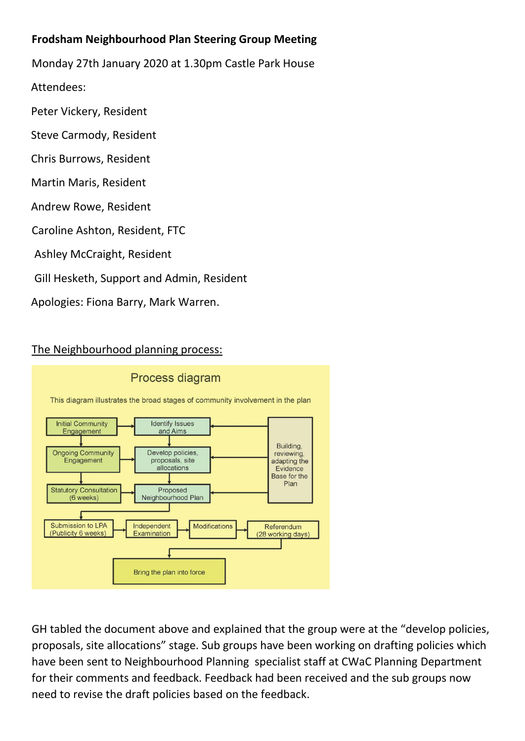**Frodsham Neighbourhood Plan Steering Group Meeting**

Monday 27th January 2020 at 1.30pm Castle Park House

Attendees:

Peter Vickery, Resident

Steve Carmody, Resident

Chris Burrows, Resident

Martin Maris, Resident

Andrew Rowe, Resident

Caroline Ashton, Resident, FTC

Ashley McCraight, Resident

Gill Hesketh, Support and Admin, Resident

Apologies: Fiona Barry, Mark Warren.

<u>The Neighbourhood planning process:</u>

Process diagram

This diagram illustrates the broad stages of community involvement in the plan

- Initial Community Engagement → Identify Issues and Aims
- Ongoing Community Engagement → Develop policies, proposals, site allocations
- Statutory Consultation (6 weeks) → Proposed Neighbourhood Plan
- Building, reviewing, adapting the Evidence Base for the Plan
- Submission to LPA (Publicity 6 weeks) → Independent Examination → Modifications → Referendum (28 working days)
- Bring the plan into force

GH tabled the document above and explained that the group were at the "develop policies, proposals, site allocations" stage. Sub groups have been working on drafting policies which have been sent to Neighbourhood Planning specialist staff at CWaC Planning Department for their comments and feedback. Feedback had been received and the sub groups now need to revise the draft policies based on the feedback.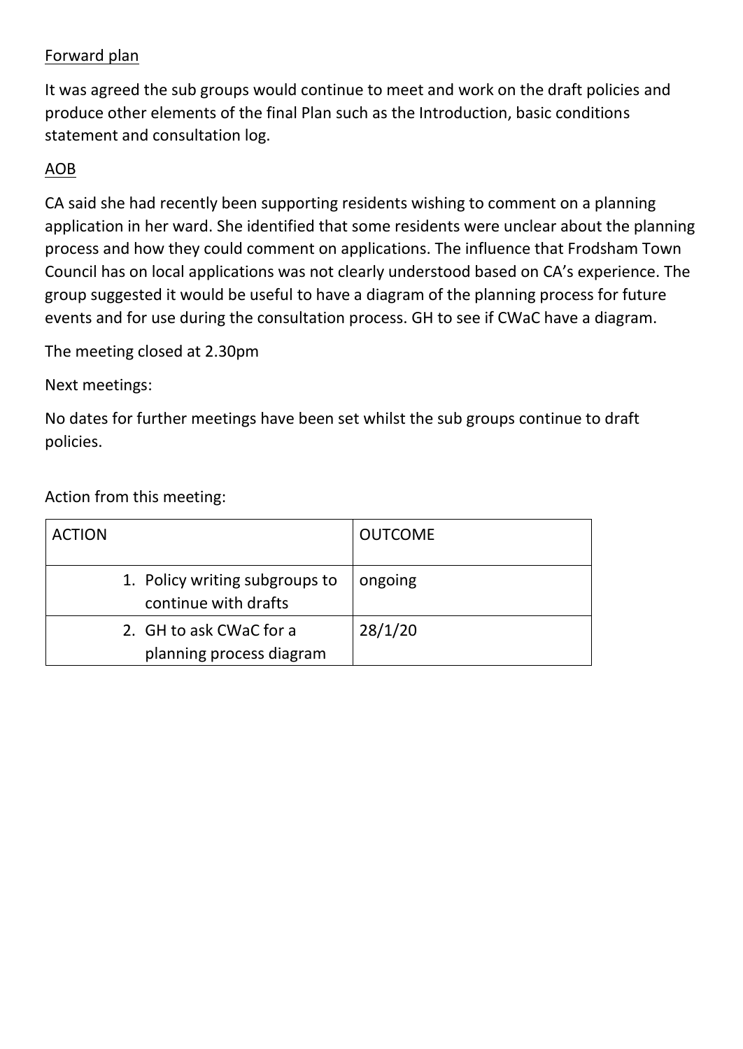<u>Forward plan</u>

It was agreed the sub groups would continue to meet and work on the draft policies and produce other elements of the final Plan such as the Introduction, basic conditions statement and consultation log.

<u>AOB</u>

CA said she had recently been supporting residents wishing to comment on a planning application in her ward. She identified that some residents were unclear about the planning process and how they could comment on applications. The influence that Frodsham Town Council has on local applications was not clearly understood based on CA's experience. The group suggested it would be useful to have a diagram of the planning process for future events and for use during the consultation process. GH to see if CWaC have a diagram.

The meeting closed at 2.30pm

Next meetings:

No dates for further meetings have been set whilst the sub groups continue to draft policies.

Action from this meeting:

| ACTION | OUTCOME |
|---|---|
| 1. Policy writing subgroups to continue with drafts | ongoing |
| 2. GH to ask CWaC for a planning process diagram | 28/1/20 |